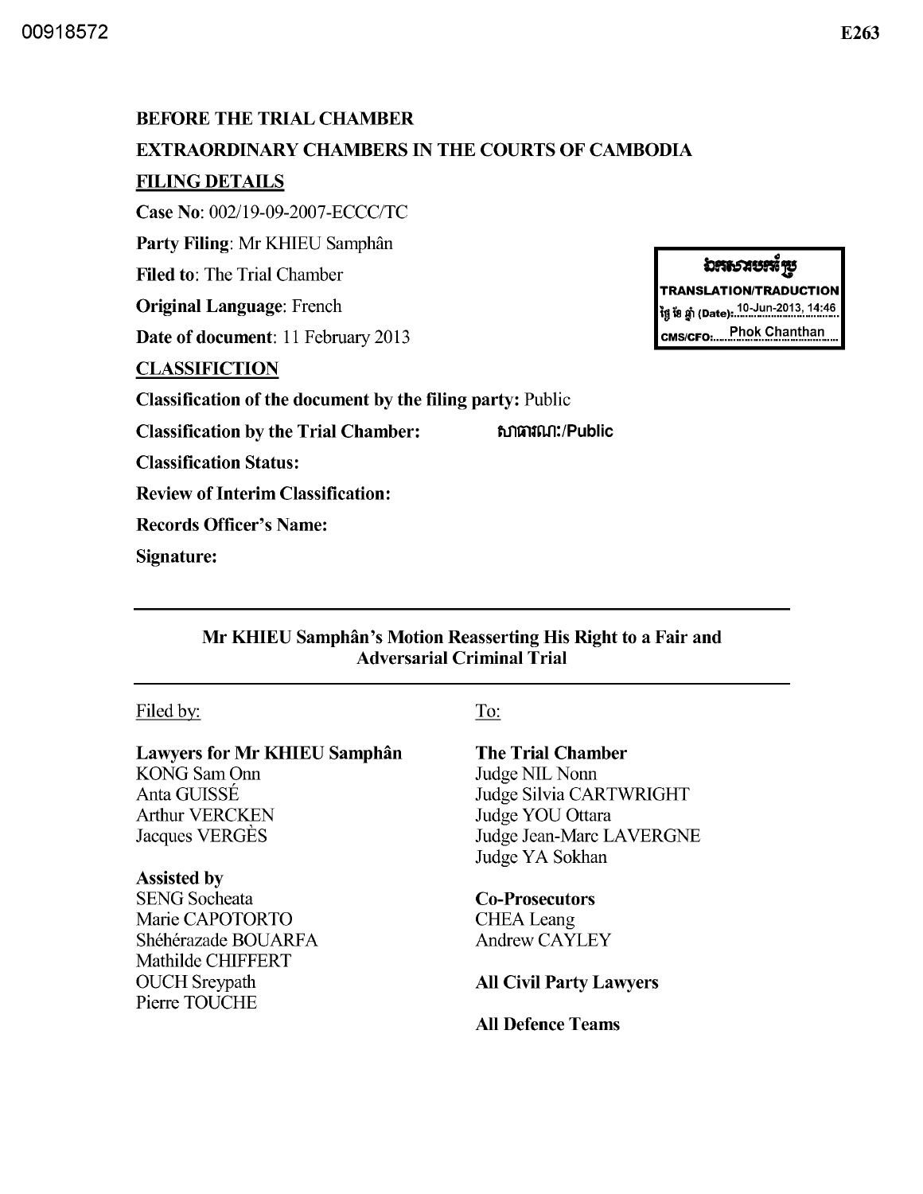00918572

E263

**BEFORE THE TRIAL CHAMBER**

**EXTRAORDINARY CHAMBERS IN THE COURTS OF CAMBODIA**

**FILING DETAILS**

**Case No**: 002/19-09-2007-ECCC/TC

**Party Filing**: Mr KHIEU Samphân

**Filed to**: The Trial Chamber

**Original Language**: French

**Date of document**: 11 February 2013

ឯកសារបកប្រែ
TRANSLATION/TRADUCTION
ថ្ងៃ ខែ ឆ្នាំ (Date): 10-Jun-2013, 14:46
CMS/CFO: Phok Chanthan

**CLASSIFICTION**

**Classification of the document by the filing party:** Public

**Classification by the Trial Chamber:** សាធារណៈ/Public

**Classification Status:**

**Review of Interim Classification:**

**Records Officer's Name:**

**Signature:**

---

**Mr KHIEU Samphân's Motion Reasserting His Right to a Fair and Adversarial Criminal Trial**

---

Filed by:

**Lawyers for Mr KHIEU Samphân**
KONG Sam Onn
Anta GUISSÉ
Arthur VERCKEN
Jacques VERGÈS

**Assisted by**
SENG Socheata
Marie CAPOTORTO
Shéhérazade BOUARFA
Mathilde CHIFFERT
OUCH Sreypath
Pierre TOUCHE

To:

**The Trial Chamber**
Judge NIL Nonn
Judge Silvia CARTWRIGHT
Judge YOU Ottara
Judge Jean-Marc LAVERGNE
Judge YA Sokhan

**Co-Prosecutors**
CHEA Leang
Andrew CAYLEY

**All Civil Party Lawyers**

**All Defence Teams**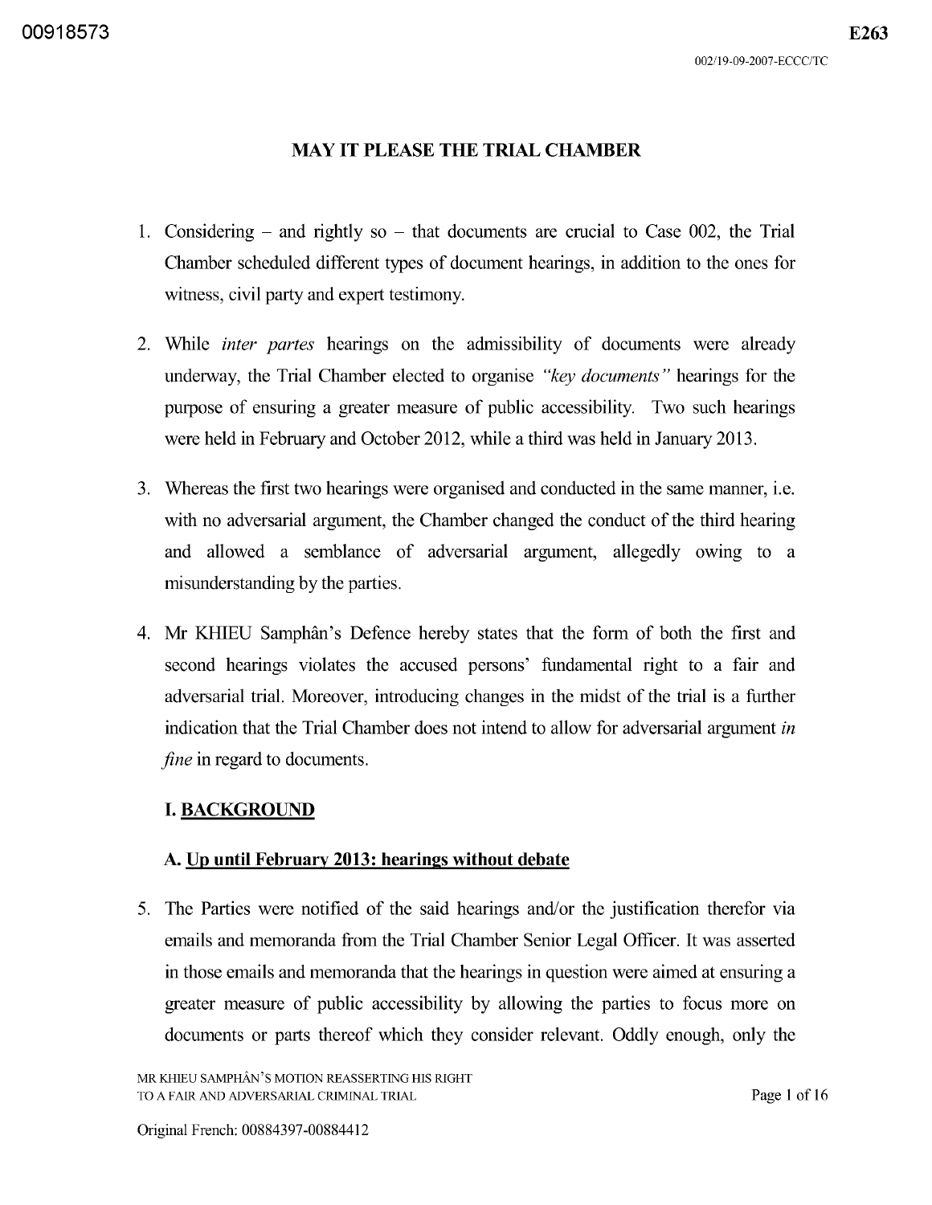## MAY IT PLEASE THE TRIAL CHAMBER

1. Considering – and rightly so – that documents are crucial to Case 002, the Trial Chamber scheduled different types of document hearings, in addition to the ones for witness, civil party and expert testimony.

2. While *inter partes* hearings on the admissibility of documents were already underway, the Trial Chamber elected to organise *"key documents"* hearings for the purpose of ensuring a greater measure of public accessibility. Two such hearings were held in February and October 2012, while a third was held in January 2013.

3. Whereas the first two hearings were organised and conducted in the same manner, i.e. with no adversarial argument, the Chamber changed the conduct of the third hearing and allowed a semblance of adversarial argument, allegedly owing to a misunderstanding by the parties.

4. Mr KHIEU Samphân's Defence hereby states that the form of both the first and second hearings violates the accused persons' fundamental right to a fair and adversarial trial. Moreover, introducing changes in the midst of the trial is a further indication that the Trial Chamber does not intend to allow for adversarial argument *in fine* in regard to documents.

### I. BACKGROUND

#### A. Up until February 2013: hearings without debate

5. The Parties were notified of the said hearings and/or the justification therefor via emails and memoranda from the Trial Chamber Senior Legal Officer. It was asserted in those emails and memoranda that the hearings in question were aimed at ensuring a greater measure of public accessibility by allowing the parties to focus more on documents or parts thereof which they consider relevant. Oddly enough, only the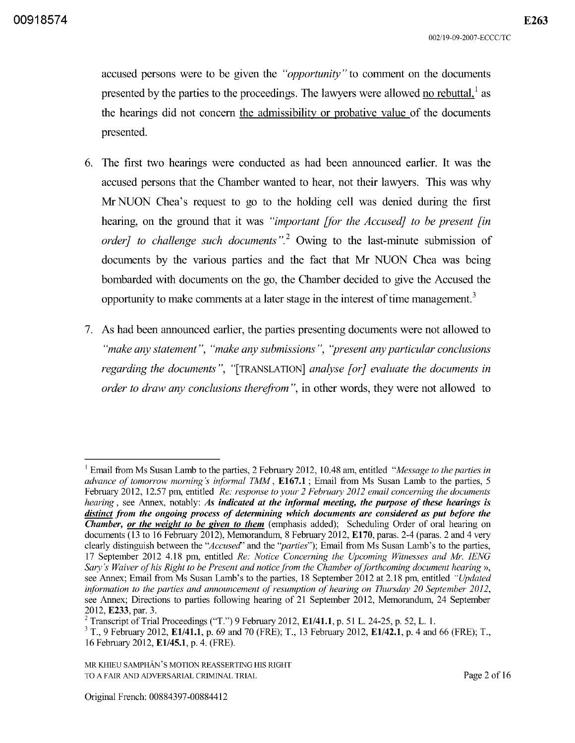accused persons were to be given the *"opportunity"* to comment on the documents presented by the parties to the proceedings. The lawyers were allowed no rebuttal,[1] as the hearings did not concern the admissibility or probative value of the documents presented.

6. The first two hearings were conducted as had been announced earlier. It was the accused persons that the Chamber wanted to hear, not their lawyers. This was why Mr NUON Chea's request to go to the holding cell was denied during the first hearing, on the ground that it was *"important [for the Accused] to be present [in order] to challenge such documents"*.[2] Owing to the last-minute submission of documents by the various parties and the fact that Mr NUON Chea was being bombarded with documents on the go, the Chamber decided to give the Accused the opportunity to make comments at a later stage in the interest of time management.[3]

7. As had been announced earlier, the parties presenting documents were not allowed to *"make any statement"*, *"make any submissions"*, *"present any particular conclusions regarding the documents"*, *"*[TRANSLATION] *analyse [or] evaluate the documents in order to draw any conclusions therefrom"*, in other words, they were not allowed to

---

[1] Email from Ms Susan Lamb to the parties, 2 February 2012, 10.48 am, entitled *"Message to the parties in advance of tomorrow morning's informal TMM*, **E167.1**; Email from Ms Susan Lamb to the parties, 5 February 2012, 12.57 pm, entitled *Re: response to your 2 February 2012 email concerning the documents hearing*, see Annex, notably: ***As indicated at the informal meeting, the purpose of these hearings is distinct from the ongoing process of determining which documents are considered as put before the Chamber, or the weight to be given to them*** (emphasis added); Scheduling Order of oral hearing on documents (13 to 16 February 2012), Memorandum, 8 February 2012, **E170**, paras. 2-4 (paras. 2 and 4 very clearly distinguish between the "*Accused*" and the "*parties*"); Email from Ms Susan Lamb's to the parties, 17 September 2012 4.18 pm, entitled *Re: Notice Concerning the Upcoming Witnesses and Mr. IENG Sary's Waiver of his Right to be Present and notice from the Chamber of forthcoming document hearing »*, see Annex; Email from Ms Susan Lamb's to the parties, 18 September 2012 at 2.18 pm, entitled *"Updated information to the parties and announcement of resumption of hearing on Thursday 20 September 2012*, see Annex; Directions to parties following hearing of 21 September 2012, Memorandum, 24 September 2012, **E233**, par. 3.

[2] Transcript of Trial Proceedings ("T.") 9 February 2012, **E1/41.1**, p. 51 L. 24-25, p. 52, L. 1.

[3] T., 9 February 2012, **E1/41.1**, p. 69 and 70 (FRE); T., 13 February 2012, **E1/42.1**, p. 4 and 66 (FRE); T., 16 February 2012, **E1/45.1**, p. 4. (FRE).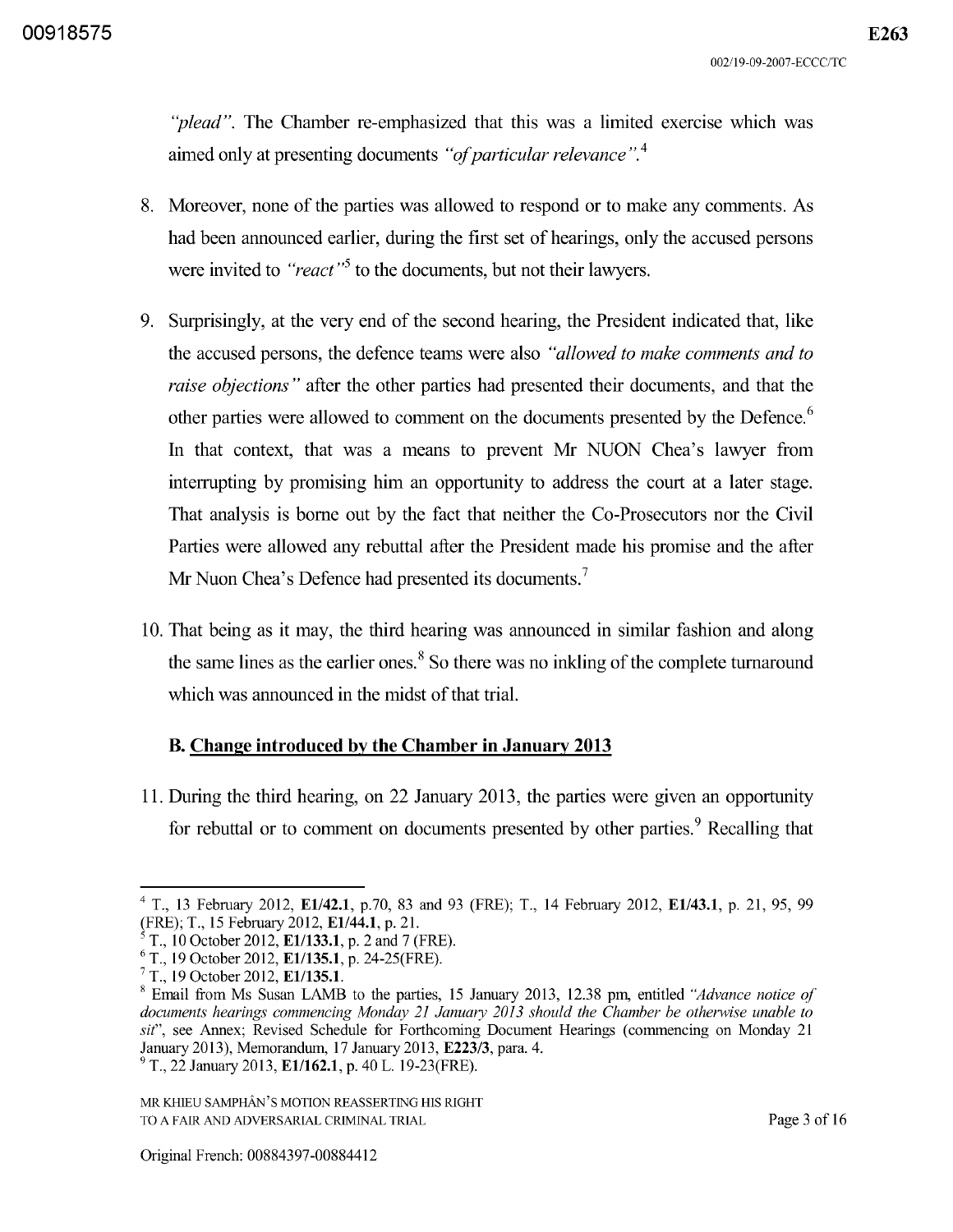*"plead"*. The Chamber re-emphasized that this was a limited exercise which was aimed only at presenting documents *"of particular relevance"*.[4]

8. Moreover, none of the parties was allowed to respond or to make any comments. As had been announced earlier, during the first set of hearings, only the accused persons were invited to *"react"*[5] to the documents, but not their lawyers.

9. Surprisingly, at the very end of the second hearing, the President indicated that, like the accused persons, the defence teams were also *"allowed to make comments and to raise objections"* after the other parties had presented their documents, and that the other parties were allowed to comment on the documents presented by the Defence.[6] In that context, that was a means to prevent Mr NUON Chea's lawyer from interrupting by promising him an opportunity to address the court at a later stage. That analysis is borne out by the fact that neither the Co-Prosecutors nor the Civil Parties were allowed any rebuttal after the President made his promise and the after Mr Nuon Chea's Defence had presented its documents.[7]

10. That being as it may, the third hearing was announced in similar fashion and along the same lines as the earlier ones.[8] So there was no inkling of the complete turnaround which was announced in the midst of that trial.

### B. <u>Change introduced by the Chamber in January 2013</u>

11. During the third hearing, on 22 January 2013, the parties were given an opportunity for rebuttal or to comment on documents presented by other parties.[9] Recalling that

---

[4] T., 13 February 2012, **E1/42.1**, p.70, 83 and 93 (FRE); T., 14 February 2012, **E1/43.1**, p. 21, 95, 99 (FRE); T., 15 February 2012, **E1/44.1**, p. 21.

[5] T., 10 October 2012, **E1/133.1**, p. 2 and 7 (FRE).

[6] T., 19 October 2012, **E1/135.1**, p. 24-25(FRE).

[7] T., 19 October 2012, **E1/135.1**.

[8] Email from Ms Susan LAMB to the parties, 15 January 2013, 12.38 pm, entitled *"Advance notice of documents hearings commencing Monday 21 January 2013 should the Chamber be otherwise unable to sit"*, see Annex; Revised Schedule for Forthcoming Document Hearings (commencing on Monday 21 January 2013), Memorandum, 17 January 2013, **E223/3**, para. 4.

[9] T., 22 January 2013, **E1/162.1**, p. 40 L. 19-23(FRE).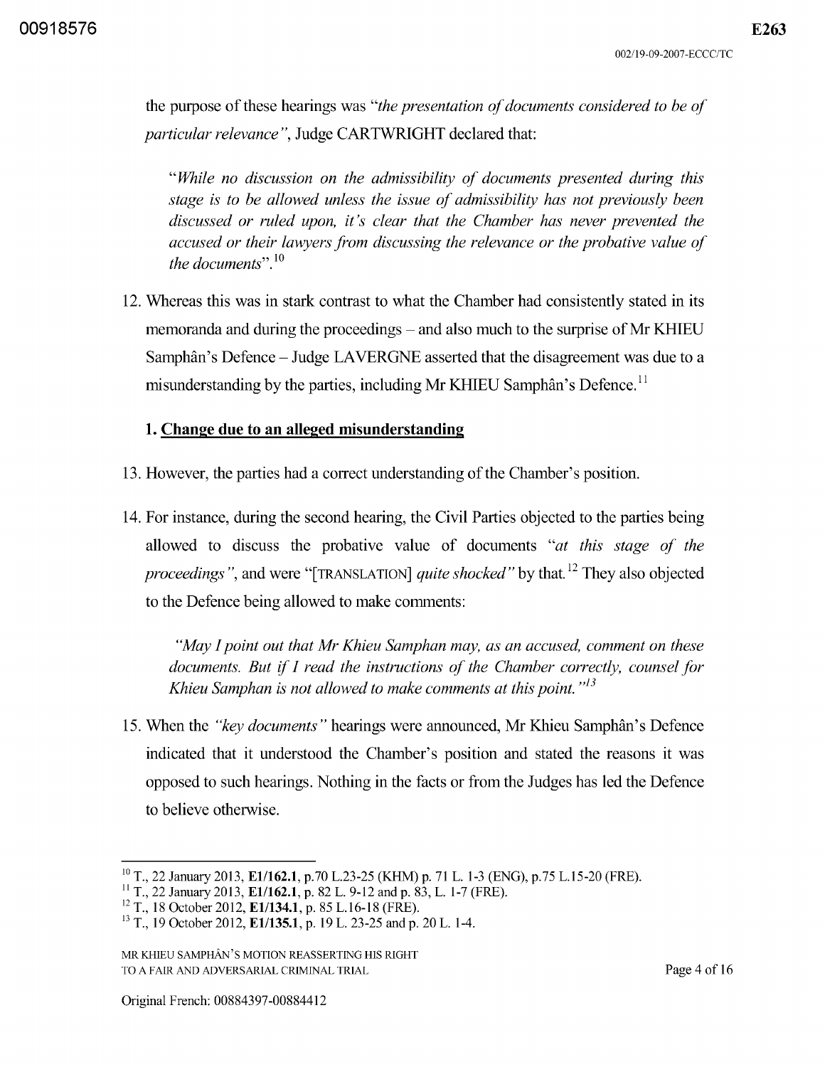the purpose of these hearings was *"the presentation of documents considered to be of particular relevance"*, Judge CARTWRIGHT declared that:

> *"While no discussion on the admissibility of documents presented during this stage is to be allowed unless the issue of admissibility has not previously been discussed or ruled upon, it's clear that the Chamber has never prevented the accused or their lawyers from discussing the relevance or the probative value of the documents".*[10]

12. Whereas this was in stark contrast to what the Chamber had consistently stated in its memoranda and during the proceedings – and also much to the surprise of Mr KHIEU Samphân's Defence – Judge LAVERGNE asserted that the disagreement was due to a misunderstanding by the parties, including Mr KHIEU Samphân's Defence.[11]

### 1. Change due to an alleged misunderstanding

13. However, the parties had a correct understanding of the Chamber's position.

14. For instance, during the second hearing, the Civil Parties objected to the parties being allowed to discuss the probative value of documents *"at this stage of the proceedings"*, and were "[TRANSLATION] *quite shocked"* by that.[12] They also objected to the Defence being allowed to make comments:

> *"May I point out that Mr Khieu Samphan may, as an accused, comment on these documents. But if I read the instructions of the Chamber correctly, counsel for Khieu Samphan is not allowed to make comments at this point."*[13]

15. When the *"key documents"* hearings were announced, Mr Khieu Samphân's Defence indicated that it understood the Chamber's position and stated the reasons it was opposed to such hearings. Nothing in the facts or from the Judges has led the Defence to believe otherwise.

---

[10] T., 22 January 2013, **E1/162.1**, p.70 L.23-25 (KHM) p. 71 L. 1-3 (ENG), p.75 L.15-20 (FRE).

[11] T., 22 January 2013, **E1/162.1**, p. 82 L. 9-12 and p. 83, L. 1-7 (FRE).

[12] T., 18 October 2012, **E1/134.1**, p. 85 L.16-18 (FRE).

[13] T., 19 October 2012, **E1/135.1**, p. 19 L. 23-25 and p. 20 L. 1-4.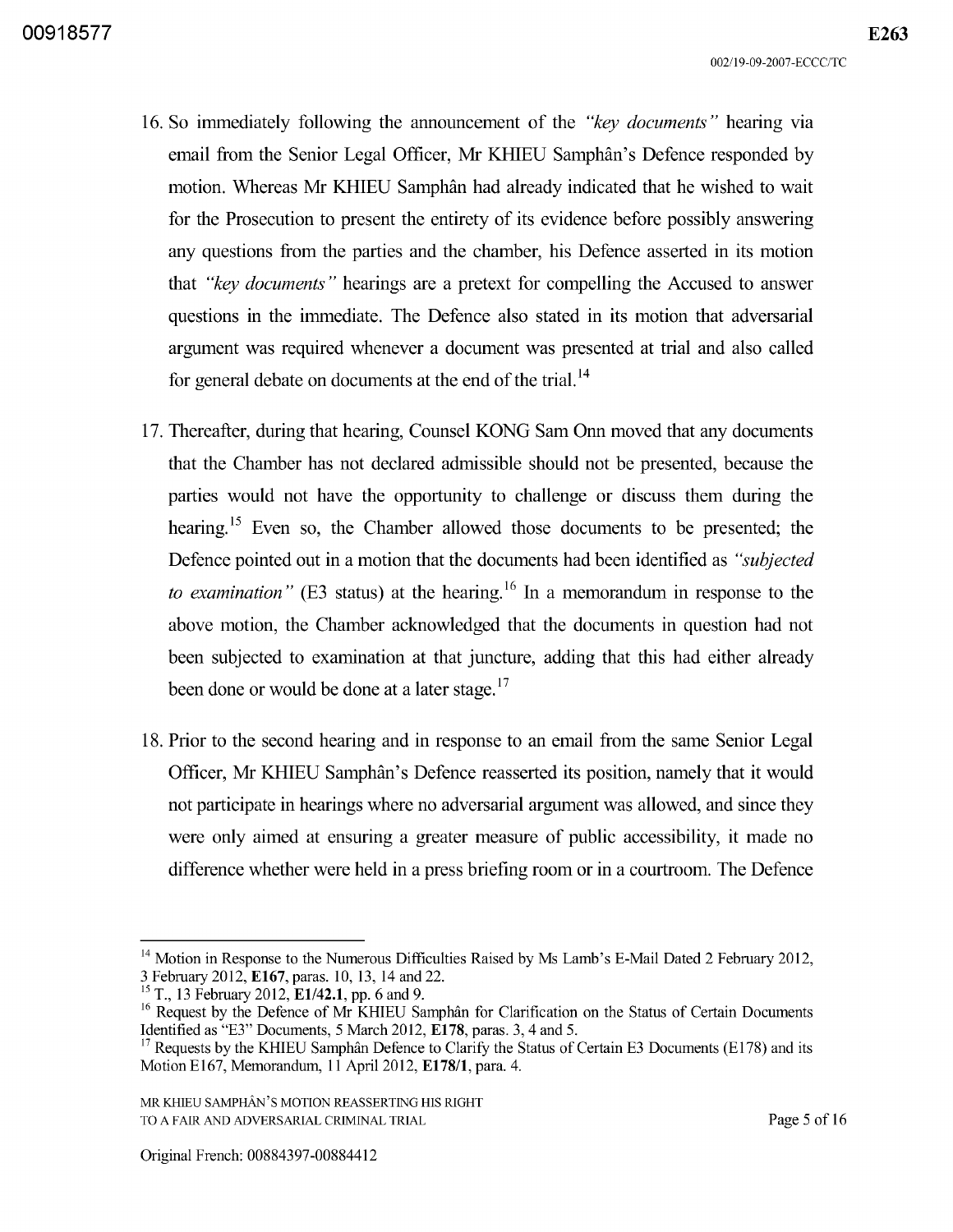16. So immediately following the announcement of the *"key documents"* hearing via email from the Senior Legal Officer, Mr KHIEU Samphân's Defence responded by motion. Whereas Mr KHIEU Samphân had already indicated that he wished to wait for the Prosecution to present the entirety of its evidence before possibly answering any questions from the parties and the chamber, his Defence asserted in its motion that *"key documents"* hearings are a pretext for compelling the Accused to answer questions in the immediate. The Defence also stated in its motion that adversarial argument was required whenever a document was presented at trial and also called for general debate on documents at the end of the trial.[14]

17. Thereafter, during that hearing, Counsel KONG Sam Onn moved that any documents that the Chamber has not declared admissible should not be presented, because the parties would not have the opportunity to challenge or discuss them during the hearing.[15] Even so, the Chamber allowed those documents to be presented; the Defence pointed out in a motion that the documents had been identified as *"subjected to examination"* (E3 status) at the hearing.[16] In a memorandum in response to the above motion, the Chamber acknowledged that the documents in question had not been subjected to examination at that juncture, adding that this had either already been done or would be done at a later stage.[17]

18. Prior to the second hearing and in response to an email from the same Senior Legal Officer, Mr KHIEU Samphân's Defence reasserted its position, namely that it would not participate in hearings where no adversarial argument was allowed, and since they were only aimed at ensuring a greater measure of public accessibility, it made no difference whether were held in a press briefing room or in a courtroom. The Defence

---

[14] Motion in Response to the Numerous Difficulties Raised by Ms Lamb's E-Mail Dated 2 February 2012, 3 February 2012, **E167**, paras. 10, 13, 14 and 22.

[15] T., 13 February 2012, **E1/42.1**, pp. 6 and 9.

[16] Request by the Defence of Mr KHIEU Samphân for Clarification on the Status of Certain Documents Identified as "E3" Documents, 5 March 2012, **E178**, paras. 3, 4 and 5.

[17] Requests by the KHIEU Samphân Defence to Clarify the Status of Certain E3 Documents (E178) and its Motion E167, Memorandum, 11 April 2012, **E178/1**, para. 4.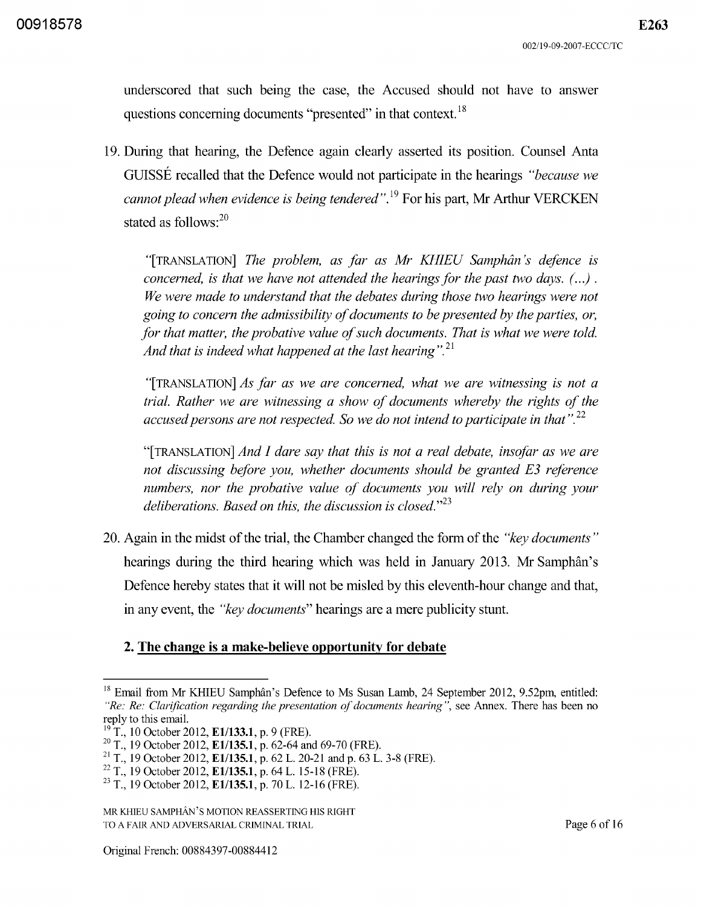underscored that such being the case, the Accused should not have to answer questions concerning documents "presented" in that context.[18]

19. During that hearing, the Defence again clearly asserted its position. Counsel Anta GUISSÉ recalled that the Defence would not participate in the hearings *"because we cannot plead when evidence is being tendered"*.[19] For his part, Mr Arthur VERCKEN stated as follows:[20]

> "[TRANSLATION] *The problem, as far as Mr KHIEU Samphân's defence is concerned, is that we have not attended the hearings for the past two days. (...) . We were made to understand that the debates during those two hearings were not going to concern the admissibility of documents to be presented by the parties, or, for that matter, the probative value of such documents. That is what we were told. And that is indeed what happened at the last hearing"*.[21]
>
> "[TRANSLATION] *As far as we are concerned, what we are witnessing is not a trial. Rather we are witnessing a show of documents whereby the rights of the accused persons are not respected. So we do not intend to participate in that"*.[22]
>
> "[TRANSLATION] *And I dare say that this is not a real debate, insofar as we are not discussing before you, whether documents should be granted E3 reference numbers, nor the probative value of documents you will rely on during your deliberations. Based on this, the discussion is closed.*"[23]

20. Again in the midst of the trial, the Chamber changed the form of the *"key documents"* hearings during the third hearing which was held in January 2013. Mr Samphân's Defence hereby states that it will not be misled by this eleventh-hour change and that, in any event, the *"key documents"* hearings are a mere publicity stunt.

### 2. The change is a make-believe opportunity for debate

---

[18] Email from Mr KHIEU Samphân's Defence to Ms Susan Lamb, 24 September 2012, 9.52pm, entitled: *"Re: Re: Clarification regarding the presentation of documents hearing"*, see Annex. There has been no reply to this email.

[19] T., 10 October 2012, **E1/133.1**, p. 9 (FRE).

[20] T., 19 October 2012, **E1/135.1**, p. 62-64 and 69-70 (FRE).

[21] T., 19 October 2012, **E1/135.1**, p. 62 L. 20-21 and p. 63 L. 3-8 (FRE).

[22] T., 19 October 2012, **E1/135.1**, p. 64 L. 15-18 (FRE).

[23] T., 19 October 2012, **E1/135.1**, p. 70 L. 12-16 (FRE).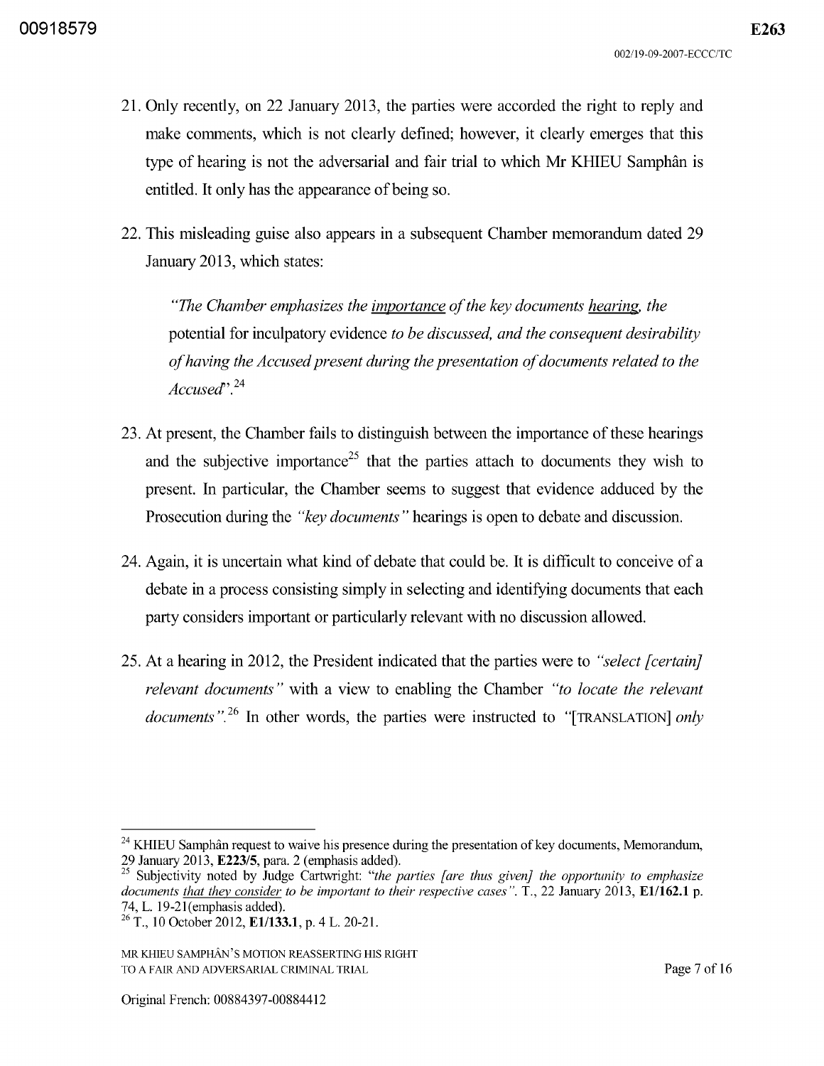21. Only recently, on 22 January 2013, the parties were accorded the right to reply and make comments, which is not clearly defined; however, it clearly emerges that this type of hearing is not the adversarial and fair trial to which Mr KHIEU Samphân is entitled. It only has the appearance of being so.

22. This misleading guise also appears in a subsequent Chamber memorandum dated 29 January 2013, which states:

> *"The Chamber emphasizes the* *<u>importance</u>* *of the key documents* *<u>hearing</u>*, *the* potential for inculpatory evidence *to be discussed, and the consequent desirability of having the Accused present during the presentation of documents related to the Accused*".[24]

23. At present, the Chamber fails to distinguish between the importance of these hearings and the subjective importance[25] that the parties attach to documents they wish to present. In particular, the Chamber seems to suggest that evidence adduced by the Prosecution during the *"key documents"* hearings is open to debate and discussion.

24. Again, it is uncertain what kind of debate that could be. It is difficult to conceive of a debate in a process consisting simply in selecting and identifying documents that each party considers important or particularly relevant with no discussion allowed.

25. At a hearing in 2012, the President indicated that the parties were to *"select [certain] relevant documents"* with a view to enabling the Chamber *"to locate the relevant documents"*.[26] In other words, the parties were instructed to "[TRANSLATION] *only*

---

[24] KHIEU Samphân request to waive his presence during the presentation of key documents, Memorandum, 29 January 2013, **E223/5**, para. 2 (emphasis added).

[25] Subjectivity noted by Judge Cartwright: *"the parties [are thus given] the opportunity to emphasize documents* *<u>that they consider</u>* *to be important to their respective cases"*. T., 22 January 2013, **E1/162.1** p. 74, L. 19-21(emphasis added).

[26] T., 10 October 2012, **E1/133.1**, p. 4 L. 20-21.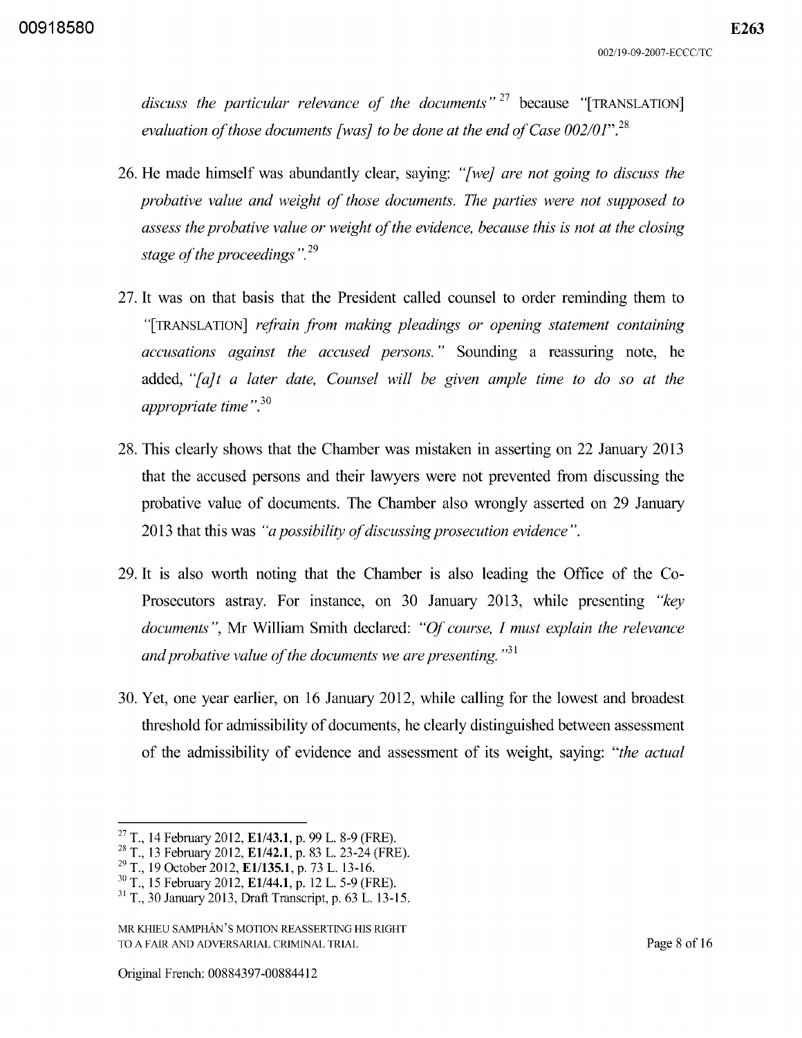*discuss the particular relevance of the documents"*[27] because "[TRANSLATION] *evaluation of those documents [was] to be done at the end of Case 002/01*".[28]

26. He made himself was abundantly clear, saying: *"[we] are not going to discuss the probative value and weight of those documents. The parties were not supposed to assess the probative value or weight of the evidence, because this is not at the closing stage of the proceedings"*.[29]

27. It was on that basis that the President called counsel to order reminding them to *"*[TRANSLATION] *refrain from making pleadings or opening statement containing accusations against the accused persons."* Sounding a reassuring note, he added, *"[a]t a later date, Counsel will be given ample time to do so at the appropriate time"*.[30]

28. This clearly shows that the Chamber was mistaken in asserting on 22 January 2013 that the accused persons and their lawyers were not prevented from discussing the probative value of documents. The Chamber also wrongly asserted on 29 January 2013 that this was *"a possibility of discussing prosecution evidence"*.

29. It is also worth noting that the Chamber is also leading the Office of the Co-Prosecutors astray. For instance, on 30 January 2013, while presenting *"key documents"*, Mr William Smith declared: *"Of course, I must explain the relevance and probative value of the documents we are presenting."*[31]

30. Yet, one year earlier, on 16 January 2012, while calling for the lowest and broadest threshold for admissibility of documents, he clearly distinguished between assessment of the admissibility of evidence and assessment of its weight, saying: "*the actual*

---

[27] T., 14 February 2012, **E1/43.1**, p. 99 L. 8-9 (FRE).
[28] T., 13 February 2012, **E1/42.1**, p. 83 L. 23-24 (FRE).
[29] T., 19 October 2012, **E1/135.1**, p. 73 L. 13-16.
[30] T., 15 February 2012, **E1/44.1**, p. 12 L. 5-9 (FRE).
[31] T., 30 January 2013, Draft Transcript, p. 63 L. 13-15.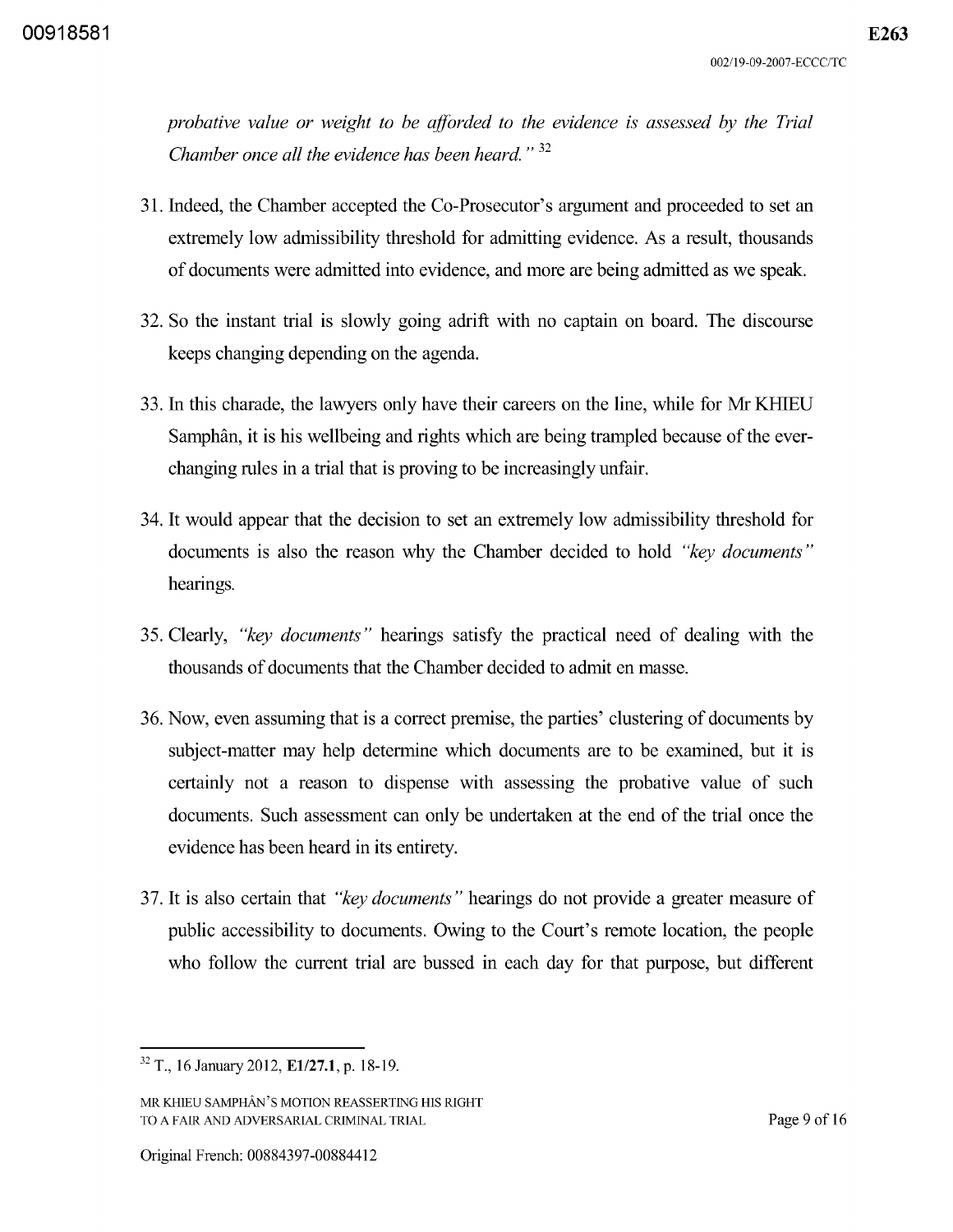*probative value or weight to be afforded to the evidence is assessed by the Trial Chamber once all the evidence has been heard."* [32]

31. Indeed, the Chamber accepted the Co-Prosecutor's argument and proceeded to set an extremely low admissibility threshold for admitting evidence. As a result, thousands of documents were admitted into evidence, and more are being admitted as we speak.

32. So the instant trial is slowly going adrift with no captain on board. The discourse keeps changing depending on the agenda.

33. In this charade, the lawyers only have their careers on the line, while for Mr KHIEU Samphân, it is his wellbeing and rights which are being trampled because of the ever-changing rules in a trial that is proving to be increasingly unfair.

34. It would appear that the decision to set an extremely low admissibility threshold for documents is also the reason why the Chamber decided to hold *"key documents"* hearings.

35. Clearly, *"key documents"* hearings satisfy the practical need of dealing with the thousands of documents that the Chamber decided to admit en masse.

36. Now, even assuming that is a correct premise, the parties' clustering of documents by subject-matter may help determine which documents are to be examined, but it is certainly not a reason to dispense with assessing the probative value of such documents. Such assessment can only be undertaken at the end of the trial once the evidence has been heard in its entirety.

37. It is also certain that *"key documents"* hearings do not provide a greater measure of public accessibility to documents. Owing to the Court's remote location, the people who follow the current trial are bussed in each day for that purpose, but different

---

[32] T., 16 January 2012, **E1/27.1**, p. 18-19.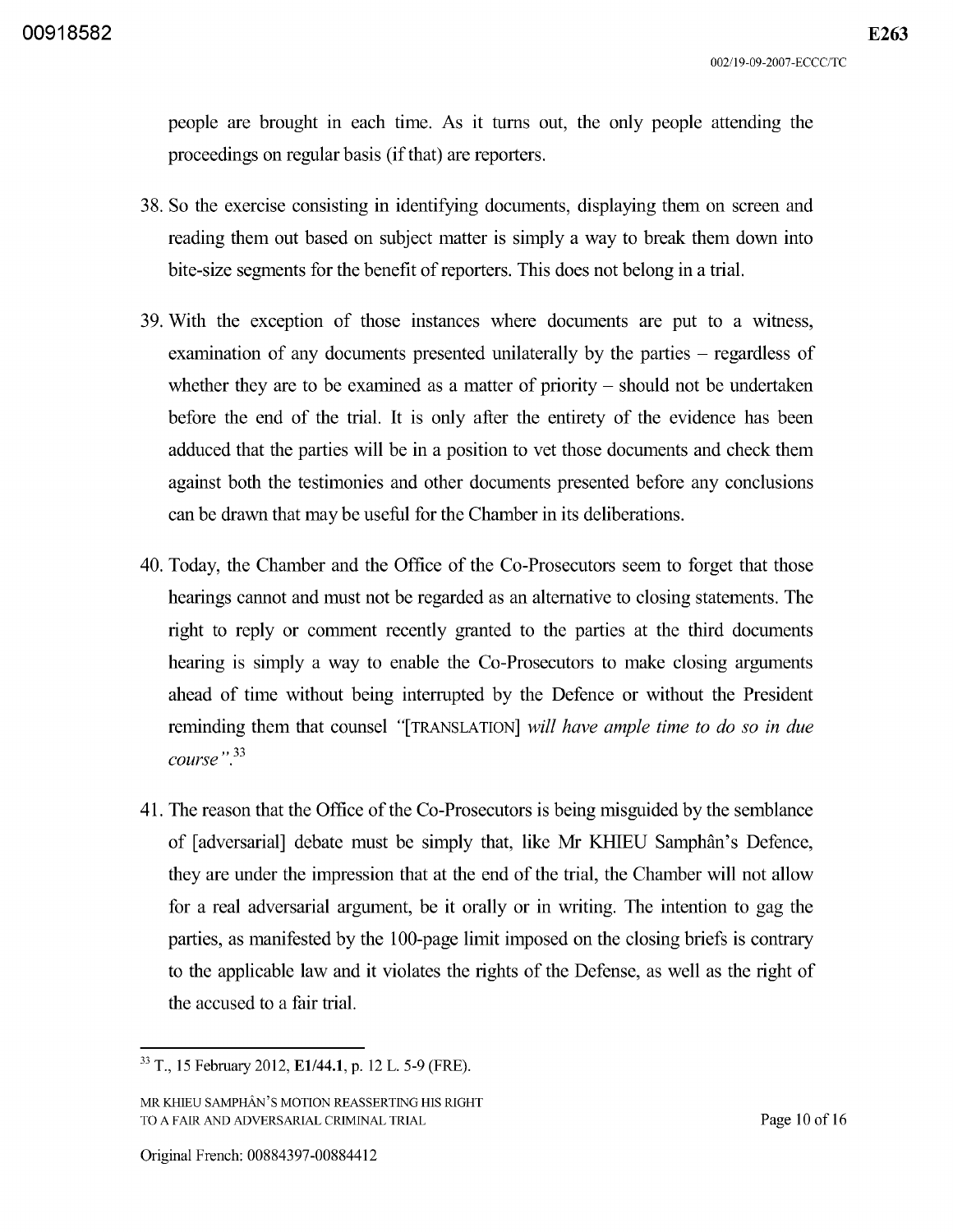people are brought in each time. As it turns out, the only people attending the proceedings on regular basis (if that) are reporters.

38. So the exercise consisting in identifying documents, displaying them on screen and reading them out based on subject matter is simply a way to break them down into bite-size segments for the benefit of reporters. This does not belong in a trial.

39. With the exception of those instances where documents are put to a witness, examination of any documents presented unilaterally by the parties – regardless of whether they are to be examined as a matter of priority – should not be undertaken before the end of the trial. It is only after the entirety of the evidence has been adduced that the parties will be in a position to vet those documents and check them against both the testimonies and other documents presented before any conclusions can be drawn that may be useful for the Chamber in its deliberations.

40. Today, the Chamber and the Office of the Co-Prosecutors seem to forget that those hearings cannot and must not be regarded as an alternative to closing statements. The right to reply or comment recently granted to the parties at the third documents hearing is simply a way to enable the Co-Prosecutors to make closing arguments ahead of time without being interrupted by the Defence or without the President reminding them that counsel "[TRANSLATION] *will have ample time to do so in due course"*.[33]

41. The reason that the Office of the Co-Prosecutors is being misguided by the semblance of [adversarial] debate must be simply that, like Mr KHIEU Samphân's Defence, they are under the impression that at the end of the trial, the Chamber will not allow for a real adversarial argument, be it orally or in writing. The intention to gag the parties, as manifested by the 100-page limit imposed on the closing briefs is contrary to the applicable law and it violates the rights of the Defense, as well as the right of the accused to a fair trial.

---

[33] T., 15 February 2012, **E1/44.1**, p. 12 L. 5-9 (FRE).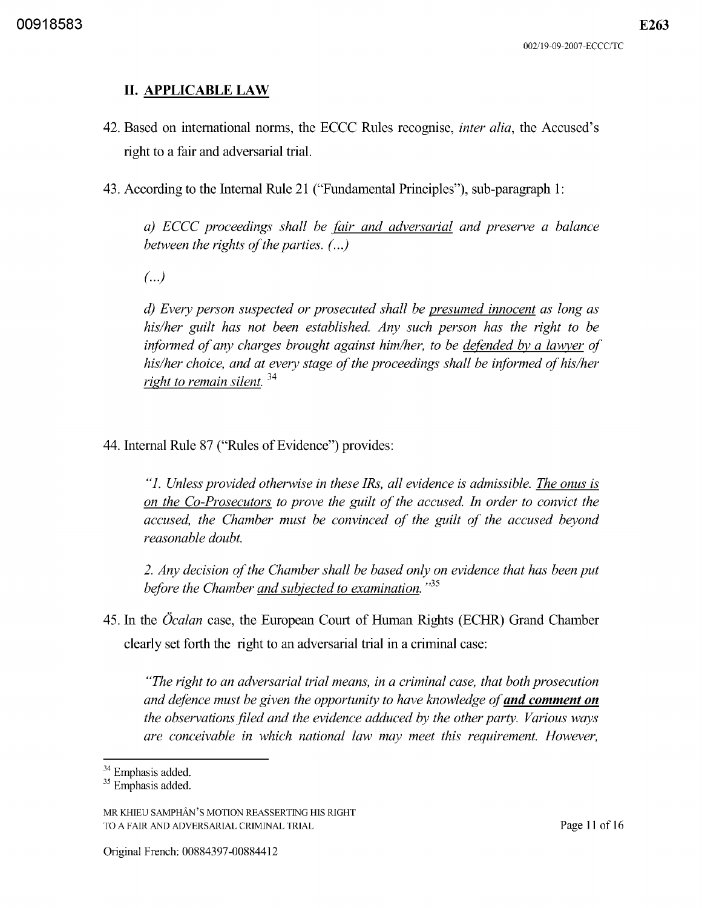## II. APPLICABLE LAW

42. Based on international norms, the ECCC Rules recognise, *inter alia*, the Accused's right to a fair and adversarial trial.

43. According to the Internal Rule 21 ("Fundamental Principles"), sub-paragraph 1:

> *a) ECCC proceedings shall be <u>fair and adversarial</u> and preserve a balance between the rights of the parties. (...)*
>
> *(...)*
>
> *d) Every person suspected or prosecuted shall be <u>presumed innocent</u> as long as his/her guilt has not been established. Any such person has the right to be informed of any charges brought against him/her, to be <u>defended by a lawyer</u> of his/her choice, and at every stage of the proceedings shall be informed of his/her <u>right to remain silent</u>.* [34]

44. Internal Rule 87 ("Rules of Evidence") provides:

> *"1. Unless provided otherwise in these IRs, all evidence is admissible. <u>The onus is on the Co-Prosecutors</u> to prove the guilt of the accused. In order to convict the accused, the Chamber must be convinced of the guilt of the accused beyond reasonable doubt.*
>
> *2. Any decision of the Chamber shall be based only on evidence that has been put before the Chamber <u>and subjected to examination</u>."* [35]

45. In the *Öcalan* case, the European Court of Human Rights (ECHR) Grand Chamber clearly set forth the right to an adversarial trial in a criminal case:

> *"The right to an adversarial trial means, in a criminal case, that both prosecution and defence must be given the opportunity to have knowledge of **<u>and comment on</u>** the observations filed and the evidence adduced by the other party. Various ways are conceivable in which national law may meet this requirement. However,*

---

[34] Emphasis added.

[35] Emphasis added.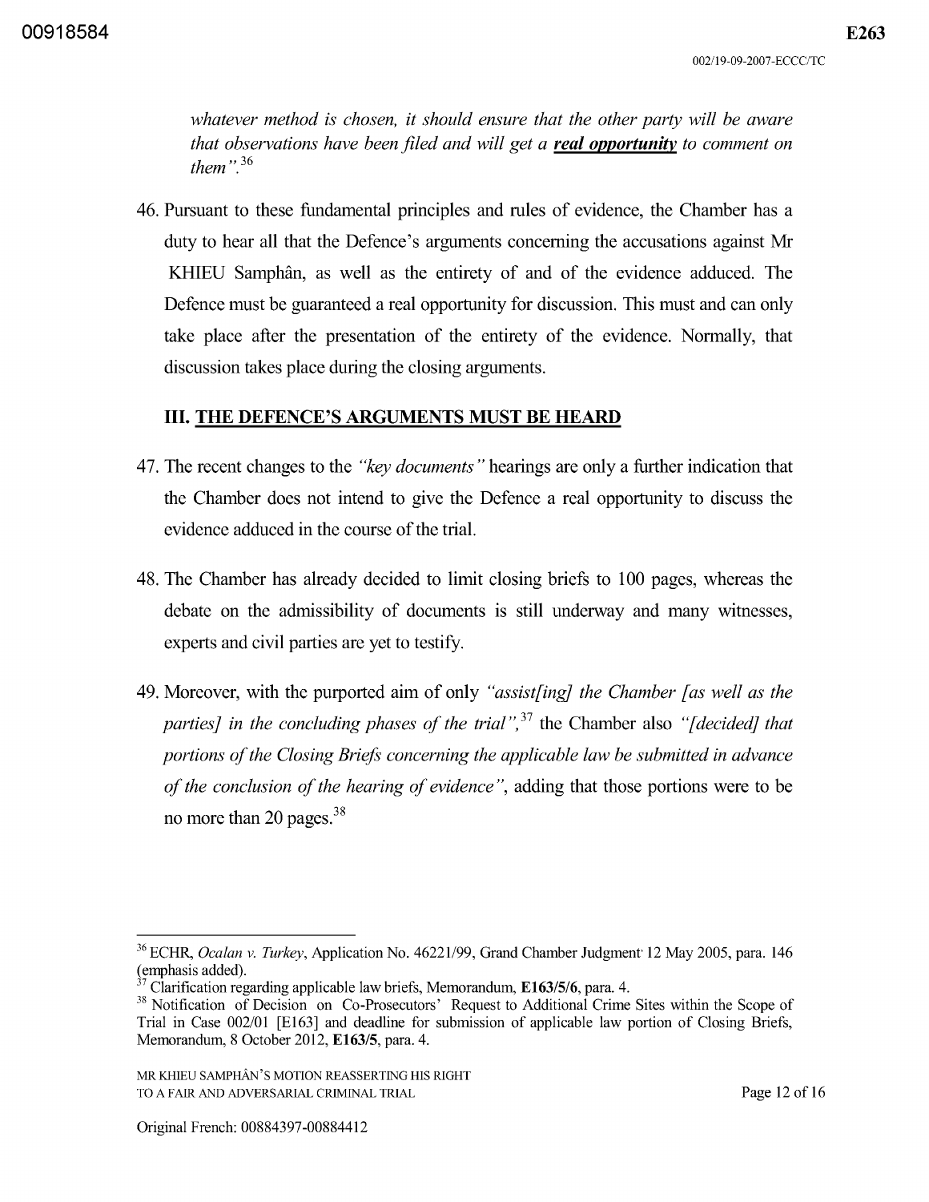*whatever method is chosen, it should ensure that the other party will be aware that observations have been filed and will get a* ***real opportunity*** *to comment on them"*.[36]

46. Pursuant to these fundamental principles and rules of evidence, the Chamber has a duty to hear all that the Defence's arguments concerning the accusations against Mr KHIEU Samphân, as well as the entirety of and of the evidence adduced. The Defence must be guaranteed a real opportunity for discussion. This must and can only take place after the presentation of the entirety of the evidence. Normally, that discussion takes place during the closing arguments.

## III. THE DEFENCE'S ARGUMENTS MUST BE HEARD

47. The recent changes to the *"key documents"* hearings are only a further indication that the Chamber does not intend to give the Defence a real opportunity to discuss the evidence adduced in the course of the trial.

48. The Chamber has already decided to limit closing briefs to 100 pages, whereas the debate on the admissibility of documents is still underway and many witnesses, experts and civil parties are yet to testify.

49. Moreover, with the purported aim of only *"assist[ing] the Chamber [as well as the parties] in the concluding phases of the trial"*,[37] the Chamber also *"[decided] that portions of the Closing Briefs concerning the applicable law be submitted in advance of the conclusion of the hearing of evidence"*, adding that those portions were to be no more than 20 pages.[38]

---

[36] ECHR, *Ocalan v. Turkey*, Application No. 46221/99, Grand Chamber Judgment 12 May 2005, para. 146 (emphasis added).

[37] Clarification regarding applicable law briefs, Memorandum, **E163/5/6**, para. 4.

[38] Notification of Decision on Co-Prosecutors' Request to Additional Crime Sites within the Scope of Trial in Case 002/01 [E163] and deadline for submission of applicable law portion of Closing Briefs, Memorandum, 8 October 2012, **E163/5**, para. 4.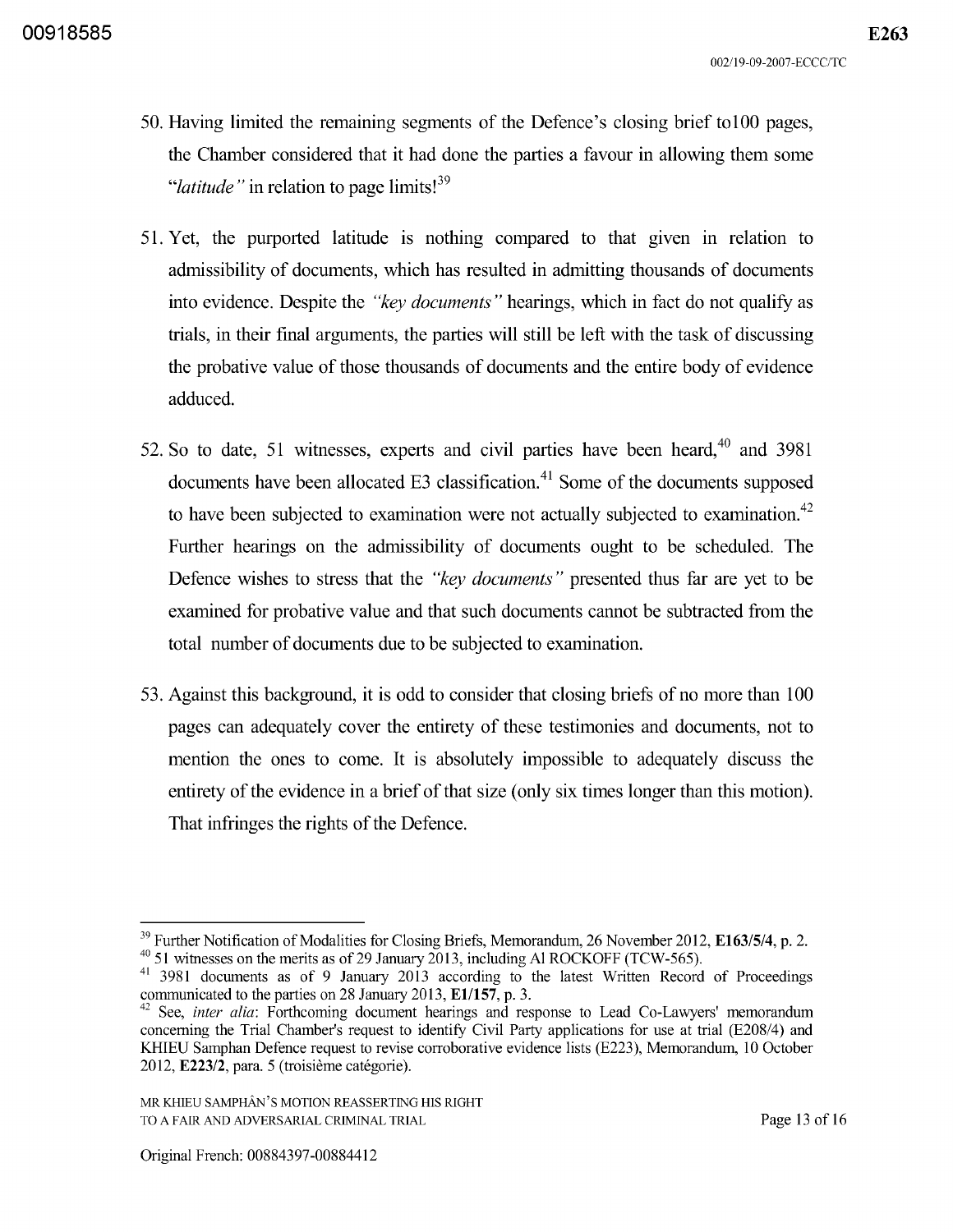50. Having limited the remaining segments of the Defence's closing brief to100 pages, the Chamber considered that it had done the parties a favour in allowing them some *"latitude"* in relation to page limits![39]

51. Yet, the purported latitude is nothing compared to that given in relation to admissibility of documents, which has resulted in admitting thousands of documents into evidence. Despite the *"key documents"* hearings, which in fact do not qualify as trials, in their final arguments, the parties will still be left with the task of discussing the probative value of those thousands of documents and the entire body of evidence adduced.

52. So to date, 51 witnesses, experts and civil parties have been heard,[40] and 3981 documents have been allocated E3 classification.[41] Some of the documents supposed to have been subjected to examination were not actually subjected to examination.[42] Further hearings on the admissibility of documents ought to be scheduled. The Defence wishes to stress that the *"key documents"* presented thus far are yet to be examined for probative value and that such documents cannot be subtracted from the total number of documents due to be subjected to examination.

53. Against this background, it is odd to consider that closing briefs of no more than 100 pages can adequately cover the entirety of these testimonies and documents, not to mention the ones to come. It is absolutely impossible to adequately discuss the entirety of the evidence in a brief of that size (only six times longer than this motion). That infringes the rights of the Defence.

---

[39] Further Notification of Modalities for Closing Briefs, Memorandum, 26 November 2012, **E163/5/4**, p. 2.

[40] 51 witnesses on the merits as of 29 January 2013, including Al ROCKOFF (TCW-565).

[41] 3981 documents as of 9 January 2013 according to the latest Written Record of Proceedings communicated to the parties on 28 January 2013, **E1/157**, p. 3.

[42] See, *inter alia*: Forthcoming document hearings and response to Lead Co-Lawyers' memorandum concerning the Trial Chamber's request to identify Civil Party applications for use at trial (E208/4) and KHIEU Samphan Defence request to revise corroborative evidence lists (E223), Memorandum, 10 October 2012, **E223/2**, para. 5 (troisième catégorie).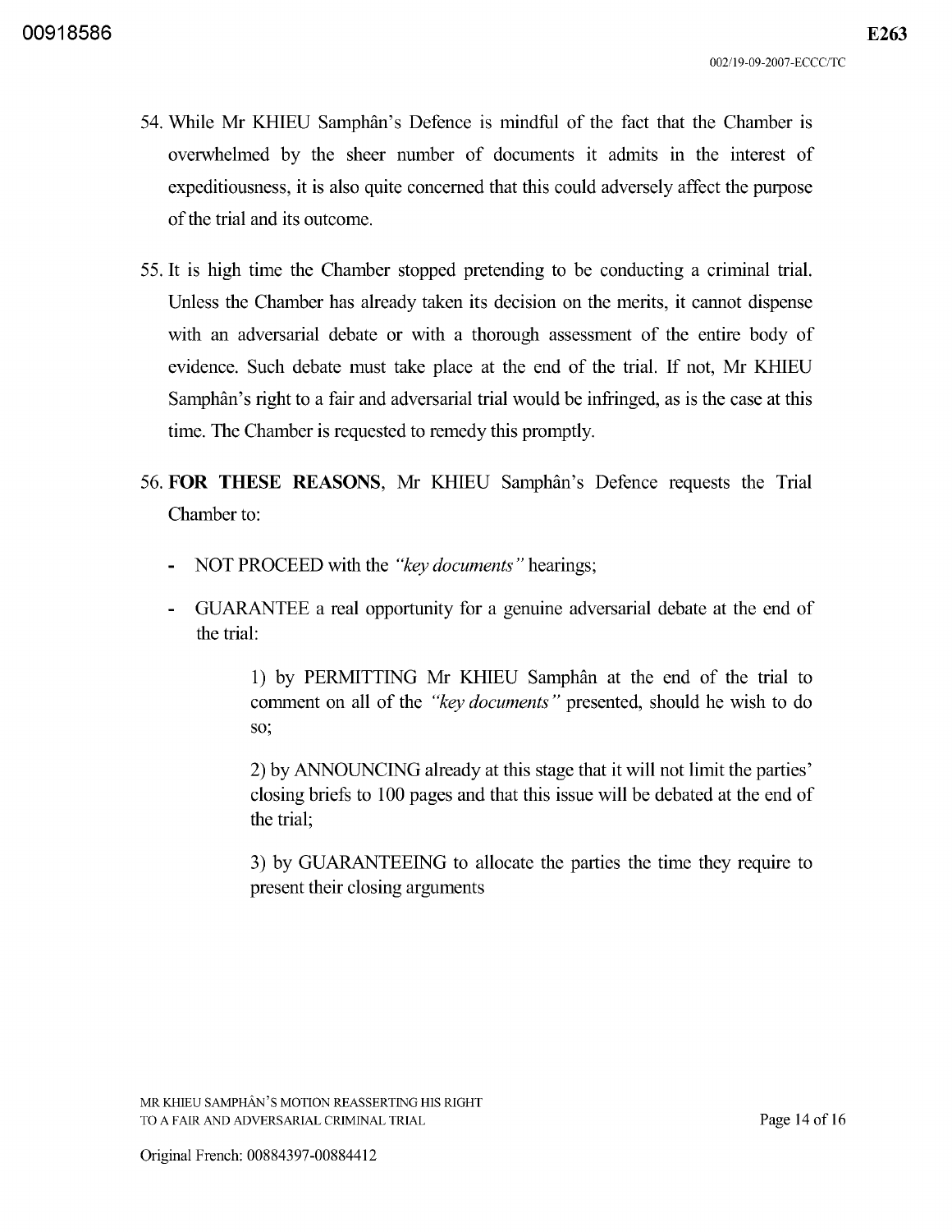54. While Mr KHIEU Samphân's Defence is mindful of the fact that the Chamber is overwhelmed by the sheer number of documents it admits in the interest of expeditiousness, it is also quite concerned that this could adversely affect the purpose of the trial and its outcome.

55. It is high time the Chamber stopped pretending to be conducting a criminal trial. Unless the Chamber has already taken its decision on the merits, it cannot dispense with an adversarial debate or with a thorough assessment of the entire body of evidence. Such debate must take place at the end of the trial. If not, Mr KHIEU Samphân's right to a fair and adversarial trial would be infringed, as is the case at this time. The Chamber is requested to remedy this promptly.

56. **FOR THESE REASONS**, Mr KHIEU Samphân's Defence requests the Trial Chamber to:

- NOT PROCEED with the *"key documents"* hearings;
- GUARANTEE a real opportunity for a genuine adversarial debate at the end of the trial:

  1) by PERMITTING Mr KHIEU Samphân at the end of the trial to comment on all of the *"key documents"* presented, should he wish to do so;

  2) by ANNOUNCING already at this stage that it will not limit the parties' closing briefs to 100 pages and that this issue will be debated at the end of the trial;

  3) by GUARANTEEING to allocate the parties the time they require to present their closing arguments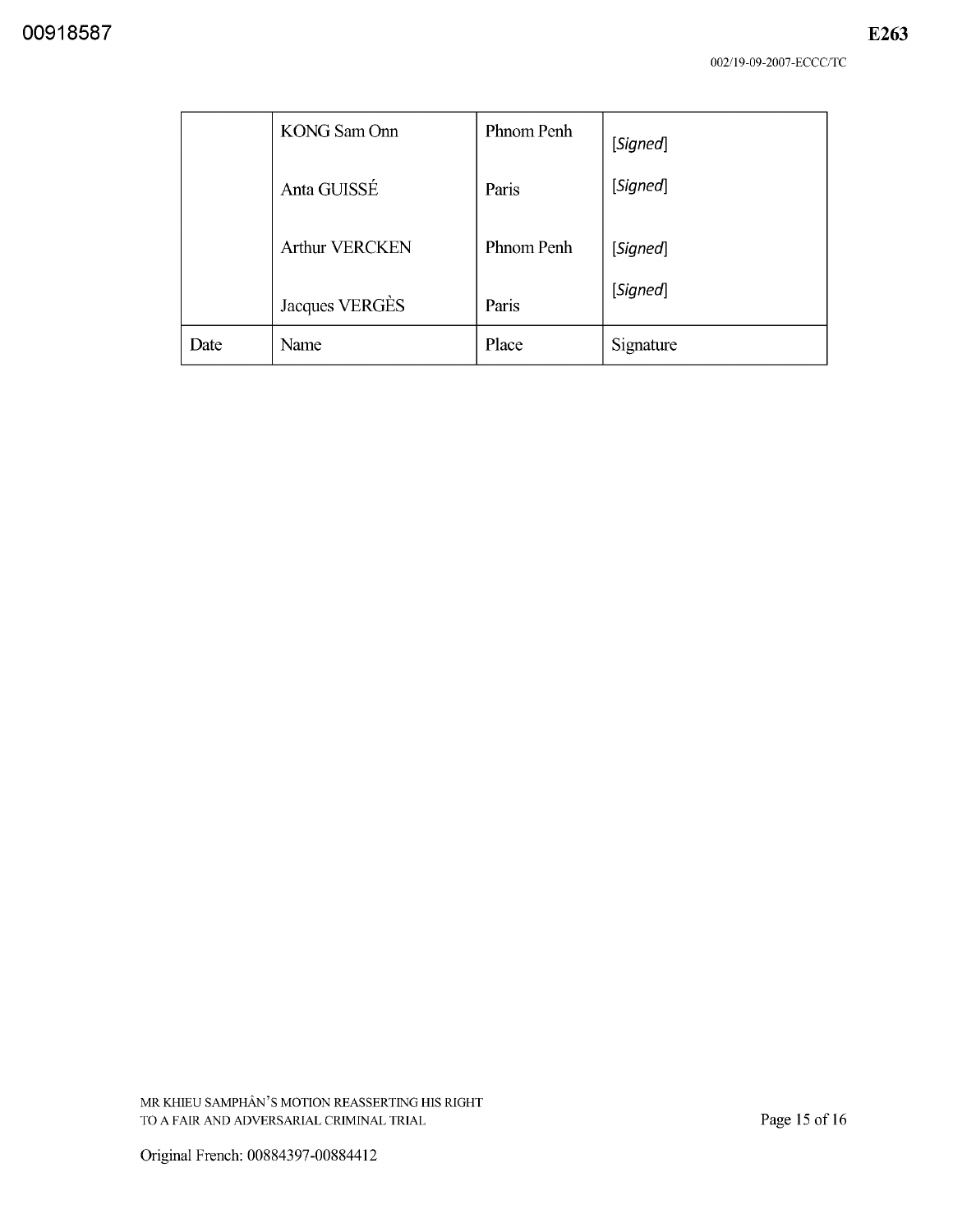| | | | |
|---|---|---|---|
| | KONG Sam Onn | Phnom Penh | [*Signed*] |
| | Anta GUISSÉ | Paris | [*Signed*] |
| | Arthur VERCKEN | Phnom Penh | [*Signed*] |
| | Jacques VERGÈS | Paris | [*Signed*] |
| Date | Name | Place | Signature |